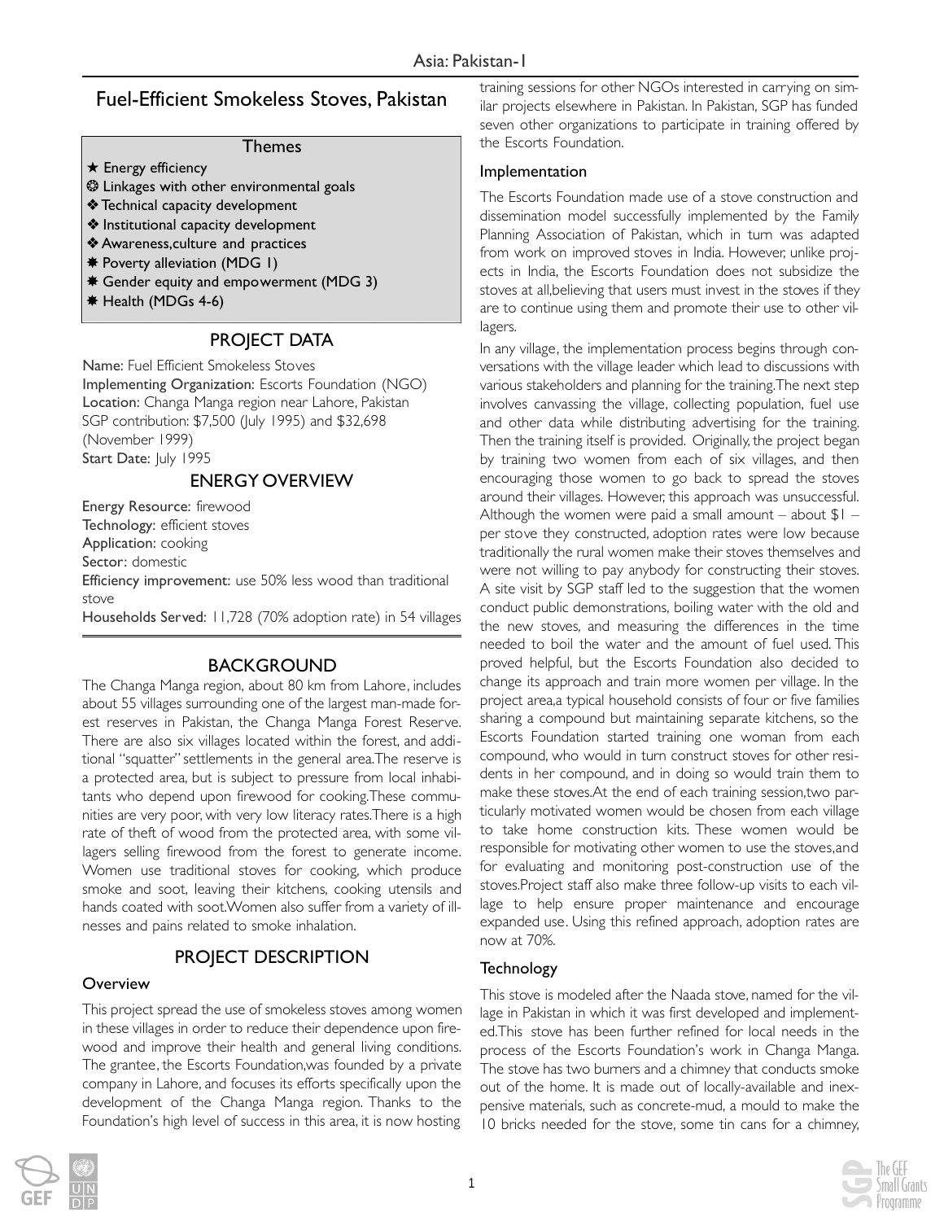# Fuel-Efficient Smokeless Stoves, Pakistan

**Themes**

- ★ Energy efficiency
- ❂ Linkages with other environmental goals
- ❖ Technical capacity development
- ❖ Institutional capacity development
- ❖ Awareness,culture and practices
- ✸ Poverty alleviation (MDG 1)
- ✸ Gender equity and empowerment (MDG 3)
- ✸ Health (MDGs 4-6)

## PROJECT DATA

**Name**: Fuel Efficient Smokeless Stoves
**Implementing Organization:** Escorts Foundation (NGO)
**Location:** Changa Manga region near Lahore, Pakistan
SGP contribution: $7,500 (July 1995) and $32,698 (November 1999)
**Start Date:** July 1995

## ENERGY OVERVIEW

**Energy Resource**: firewood
**Technology**: efficient stoves
**Application**: cooking
**Sector**: domestic
**Efficiency improvement**: use 50% less wood than traditional stove
**Households Served**: 11,728 (70% adoption rate) in 54 villages

## BACKGROUND

The Changa Manga region, about 80 km from Lahore, includes about 55 villages surrounding one of the largest man-made forest reserves in Pakistan, the Changa Manga Forest Reserve. There are also six villages located within the forest, and additional "squatter" settlements in the general area.The reserve is a protected area, but is subject to pressure from local inhabitants who depend upon firewood for cooking.These communities are very poor, with very low literacy rates.There is a high rate of theft of wood from the protected area, with some villagers selling firewood from the forest to generate income. Women use traditional stoves for cooking, which produce smoke and soot, leaving their kitchens, cooking utensils and hands coated with soot.Women also suffer from a variety of illnesses and pains related to smoke inhalation.

## PROJECT DESCRIPTION

### Overview

This project spread the use of smokeless stoves among women in these villages in order to reduce their dependence upon firewood and improve their health and general living conditions. The grantee, the Escorts Foundation,was founded by a private company in Lahore, and focuses its efforts specifically upon the development of the Changa Manga region. Thanks to the Foundation's high level of success in this area, it is now hosting training sessions for other NGOs interested in carrying on similar projects elsewhere in Pakistan. In Pakistan, SGP has funded seven other organizations to participate in training offered by the Escorts Foundation.

### Implementation

The Escorts Foundation made use of a stove construction and dissemination model successfully implemented by the Family Planning Association of Pakistan, which in turn was adapted from work on improved stoves in India. However, unlike projects in India, the Escorts Foundation does not subsidize the stoves at all,believing that users must invest in the stoves if they are to continue using them and promote their use to other villagers.

In any village, the implementation process begins through conversations with the village leader which lead to discussions with various stakeholders and planning for the training.The next step involves canvassing the village, collecting population, fuel use and other data while distributing advertising for the training. Then the training itself is provided. Originally, the project began by training two women from each of six villages, and then encouraging those women to go back to spread the stoves around their villages. However, this approach was unsuccessful. Although the women were paid a small amount – about $1 – per stove they constructed, adoption rates were low because traditionally the rural women make their stoves themselves and were not willing to pay anybody for constructing their stoves. A site visit by SGP staff led to the suggestion that the women conduct public demonstrations, boiling water with the old and the new stoves, and measuring the differences in the time needed to boil the water and the amount of fuel used. This proved helpful, but the Escorts Foundation also decided to change its approach and train more women per village. In the project area,a typical household consists of four or five families sharing a compound but maintaining separate kitchens, so the Escorts Foundation started training one woman from each compound, who would in turn construct stoves for other residents in her compound, and in doing so would train them to make these stoves.At the end of each training session,two particularly motivated women would be chosen from each village to take home construction kits. These women would be responsible for motivating other women to use the stoves,and for evaluating and monitoring post-construction use of the stoves.Project staff also make three follow-up visits to each village to help ensure proper maintenance and encourage expanded use. Using this refined approach, adoption rates are now at 70%.

### Technology

This stove is modeled after the Naada stove, named for the village in Pakistan in which it was first developed and implemented.This stove has been further refined for local needs in the process of the Escorts Foundation's work in Changa Manga. The stove has two burners and a chimney that conducts smoke out of the home. It is made out of locally-available and inexpensive materials, such as concrete-mud, a mould to make the 10 bricks needed for the stove, some tin cans for a chimney,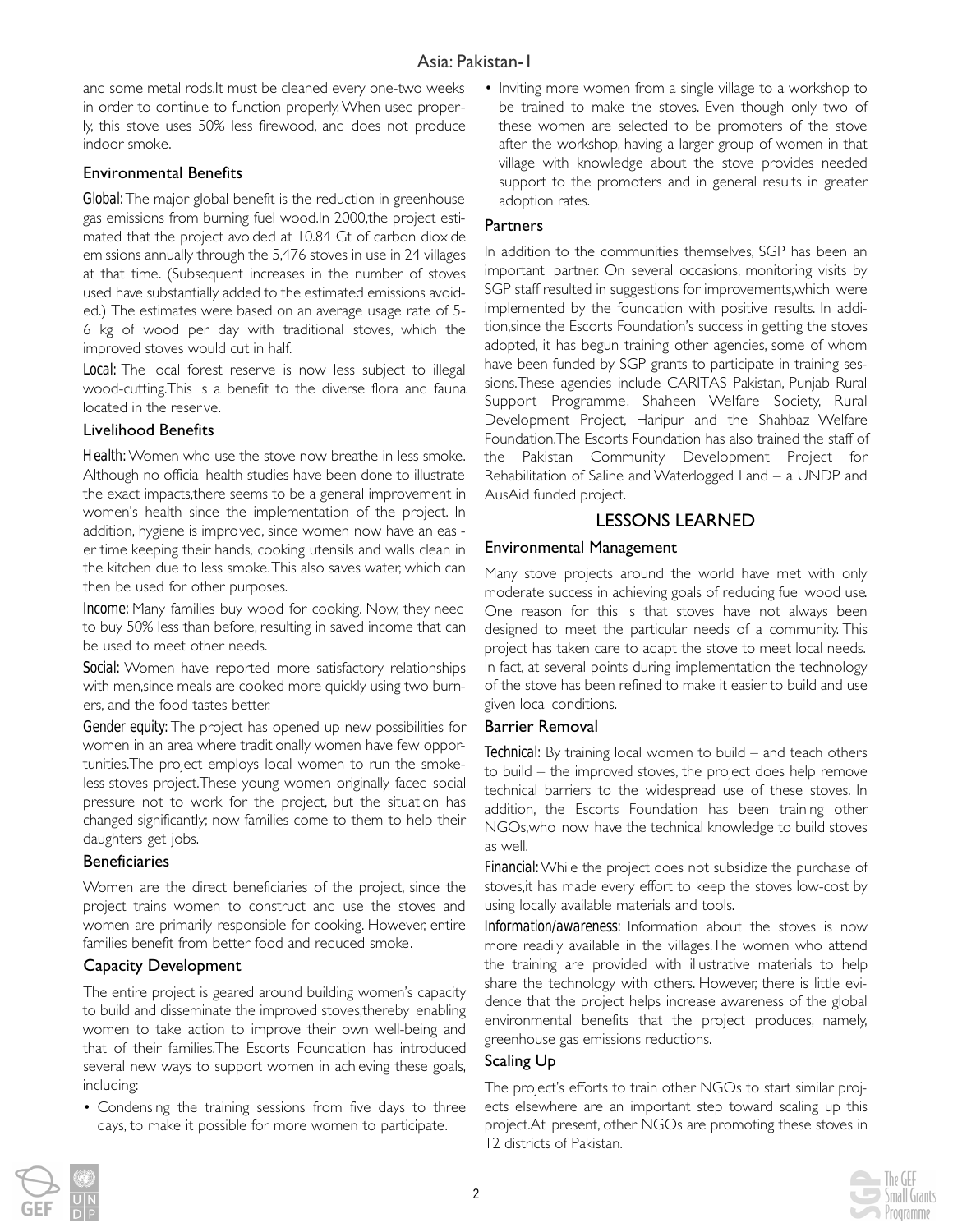and some metal rods. It must be cleaned every one-two weeks in order to continue to function properly. When used properly, this stove uses 50% less firewood, and does not produce indoor smoke.

### Environmental Benefits

**Global:** The major global benefit is the reduction in greenhouse gas emissions from burning fuel wood. In 2000, the project estimated that the project avoided at 10.84 Gt of carbon dioxide emissions annually through the 5,476 stoves in use in 24 villages at that time. (Subsequent increases in the number of stoves used have substantially added to the estimated emissions avoided.) The estimates were based on an average usage rate of 5-6 kg of wood per day with traditional stoves, which the improved stoves would cut in half.

**Local:** The local forest reserve is now less subject to illegal wood-cutting. This is a benefit to the diverse flora and fauna located in the reserve.

### Livelihood Benefits

**Health:** Women who use the stove now breathe in less smoke. Although no official health studies have been done to illustrate the exact impacts, there seems to be a general improvement in women's health since the implementation of the project. In addition, hygiene is improved, since women now have an easier time keeping their hands, cooking utensils and walls clean in the kitchen due to less smoke. This also saves water, which can then be used for other purposes.

**Income:** Many families buy wood for cooking. Now, they need to buy 50% less than before, resulting in saved income that can be used to meet other needs.

**Social:** Women have reported more satisfactory relationships with men, since meals are cooked more quickly using two burners, and the food tastes better.

**Gender equity:** The project has opened up new possibilities for women in an area where traditionally women have few opportunities. The project employs local women to run the smokeless stoves project. These young women originally faced social pressure not to work for the project, but the situation has changed significantly; now families come to them to help their daughters get jobs.

### Beneficiaries

Women are the direct beneficiaries of the project, since the project trains women to construct and use the stoves and women are primarily responsible for cooking. However, entire families benefit from better food and reduced smoke.

### Capacity Development

The entire project is geared around building women's capacity to build and disseminate the improved stoves, thereby enabling women to take action to improve their own well-being and that of their families. The Escorts Foundation has introduced several new ways to support women in achieving these goals, including:

- Condensing the training sessions from five days to three days, to make it possible for more women to participate.
- Inviting more women from a single village to a workshop to be trained to make the stoves. Even though only two of these women are selected to be promoters of the stove after the workshop, having a larger group of women in that village with knowledge about the stove provides needed support to the promoters and in general results in greater adoption rates.

### Partners

In addition to the communities themselves, SGP has been an important partner. On several occasions, monitoring visits by SGP staff resulted in suggestions for improvements, which were implemented by the foundation with positive results. In addition, since the Escorts Foundation's success in getting the stoves adopted, it has begun training other agencies, some of whom have been funded by SGP grants to participate in training sessions. These agencies include CARITAS Pakistan, Punjab Rural Support Programme, Shaheen Welfare Society, Rural Development Project, Haripur and the Shahbaz Welfare Foundation. The Escorts Foundation has also trained the staff of the Pakistan Community Development Project for Rehabilitation of Saline and Waterlogged Land – a UNDP and AusAid funded project.

## LESSONS LEARNED

### Environmental Management

Many stove projects around the world have met with only moderate success in achieving goals of reducing fuel wood use. One reason for this is that stoves have not always been designed to meet the particular needs of a community. This project has taken care to adapt the stove to meet local needs. In fact, at several points during implementation the technology of the stove has been refined to make it easier to build and use given local conditions.

### Barrier Removal

**Technical:** By training local women to build – and teach others to build – the improved stoves, the project does help remove technical barriers to the widespread use of these stoves. In addition, the Escorts Foundation has been training other NGOs, who now have the technical knowledge to build stoves as well.

**Financial:** While the project does not subsidize the purchase of stoves, it has made every effort to keep the stoves low-cost by using locally available materials and tools.

**Information/awareness:** Information about the stoves is now more readily available in the villages. The women who attend the training are provided with illustrative materials to help share the technology with others. However, there is little evidence that the project helps increase awareness of the global environmental benefits that the project produces, namely, greenhouse gas emissions reductions.

### Scaling Up

The project's efforts to train other NGOs to start similar projects elsewhere are an important step toward scaling up this project. At present, other NGOs are promoting these stoves in 12 districts of Pakistan.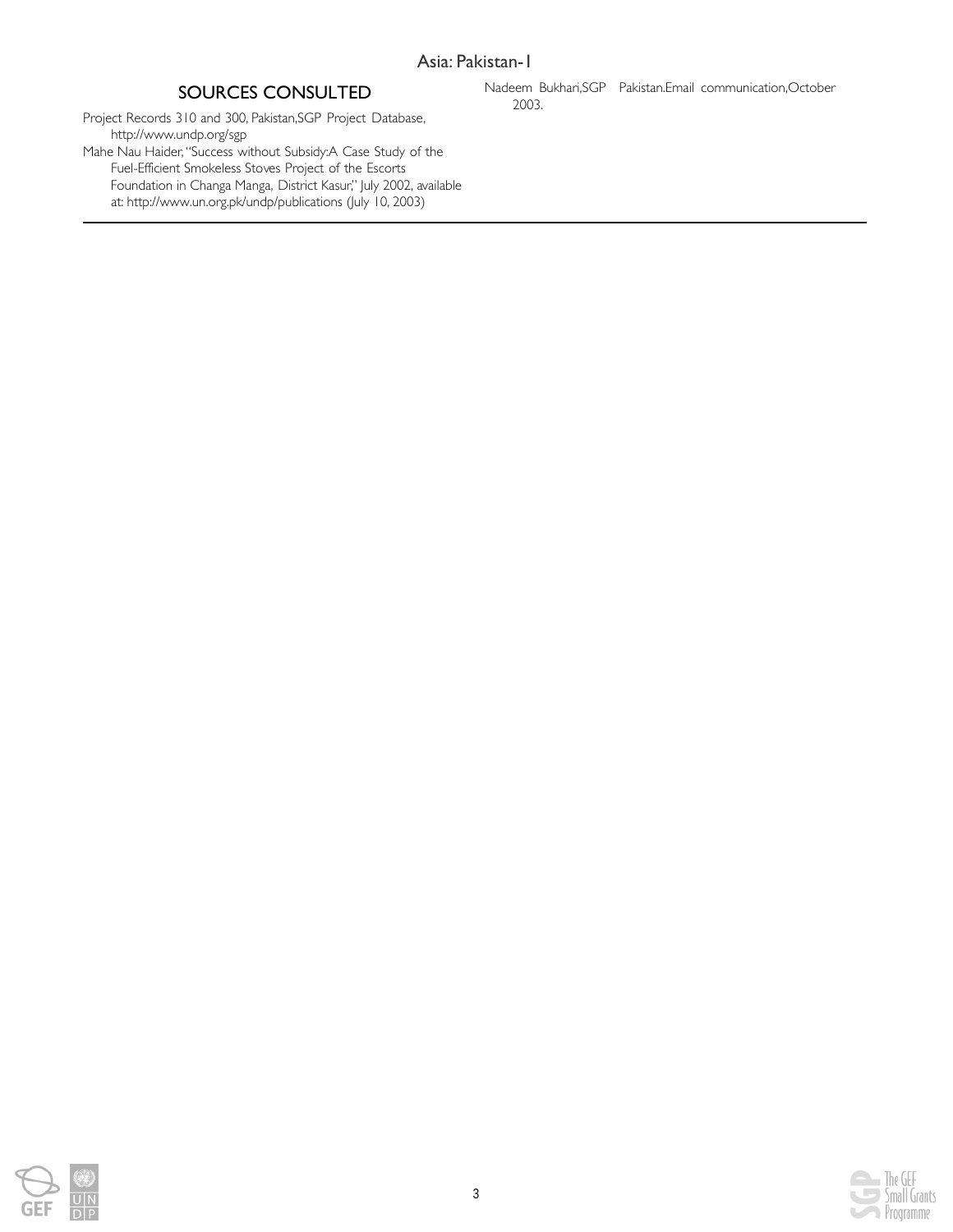## SOURCES CONSULTED

Project Records 310 and 300, Pakistan,SGP Project Database, http://www.undp.org/sgp

Mahe Nau Haider, "Success without Subsidy:A Case Study of the Fuel-Efficient Smokeless Stoves Project of the Escorts Foundation in Changa Manga, District Kasur," July 2002, available at: http://www.un.org.pk/undp/publications (July 10, 2003)

Nadeem Bukhari,SGP Pakistan.Email communication,October 2003.